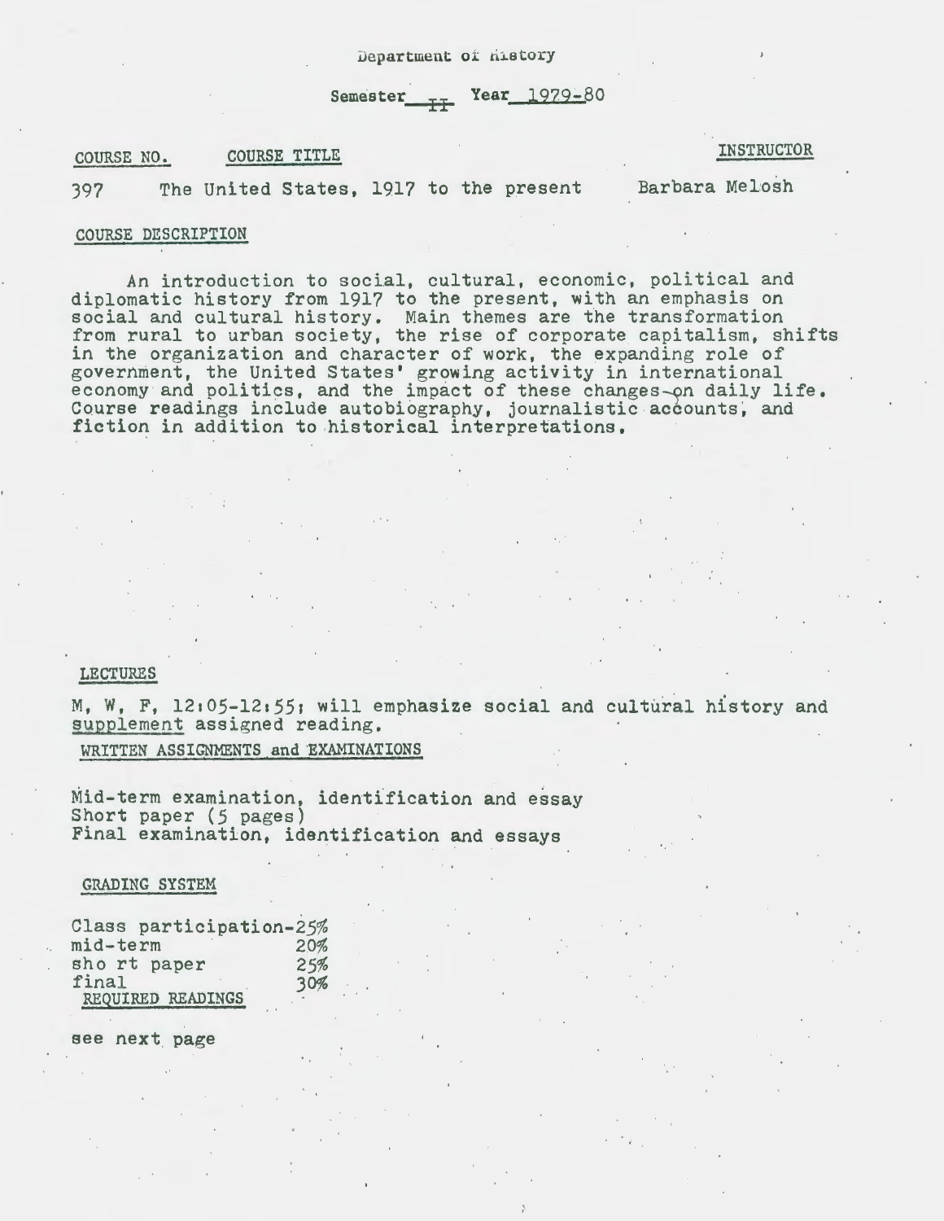Department of History

Semester II Year 1979-80

| COURSE NO. | COURSE TITLE | INSTRUCTOR |
| --- | --- | --- |
| 397 | The United States, 1917 to the present | Barbara Melosh |

## COURSE DESCRIPTION

An introduction to social, cultural, economic, political and diplomatic history from 1917 to the present, with an emphasis on social and cultural history. Main themes are the transformation from rural to urban society, the rise of corporate capitalism, shifts in the organization and character of work, the expanding role of government, the United States' growing activity in international economy and politics, and the impact of these changes on daily life. Course readings include autobiography, journalistic accounts, and fiction in addition to historical interpretations.

## LECTURES

M, W, F, 12:05-12:55; will emphasize social and cultural history and supplement assigned reading.

## WRITTEN ASSIGNMENTS and EXAMINATIONS

Mid-term examination, identification and essay
Short paper (5 pages)
Final examination, identification and essays

## GRADING SYSTEM

| | |
| --- | --- |
| Class participation | 25% |
| mid-term | 20% |
| short paper | 25% |
| final | 30% |

## REQUIRED READINGS

see next page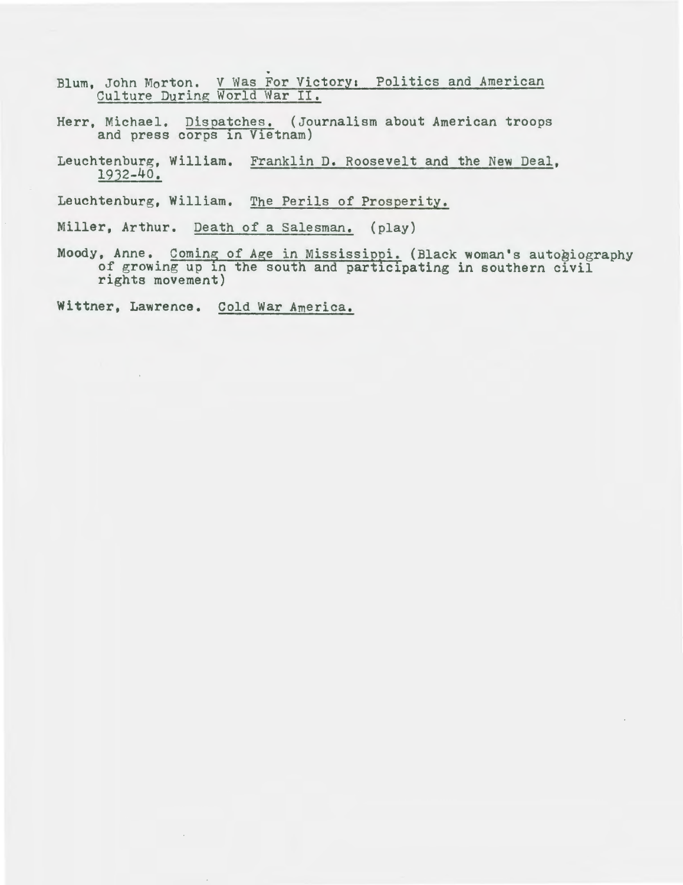Blum, John Morton. V Was For Victory: Politics and American Culture During World War II.

Herr, Michael. Dispatches. (Journalism about American troops and press corps in Vietnam)

Leuchtenburg, William. Franklin D. Roosevelt and the New Deal, 1932-40.

Leuchtenburg, William. The Perils of Prosperity.

Miller, Arthur. Death of a Salesman. (play)

Moody, Anne. Coming of Age in Mississippi. (Black woman's autobiography of growing up in the south and participating in southern civil rights movement)

Wittner, Lawrence. Cold War America.